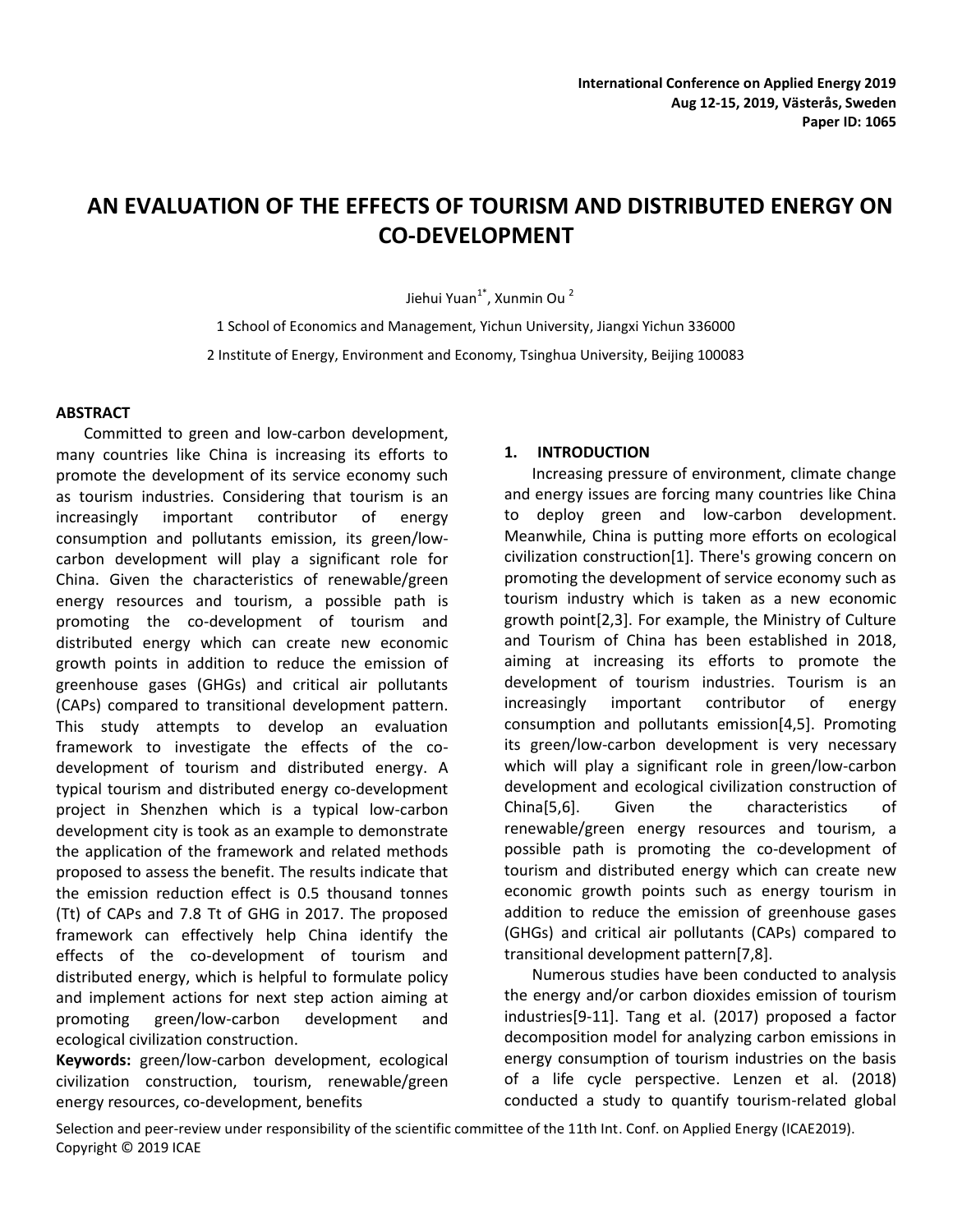International Conference on Applied Energy 2019
Aug 12-15, 2019, Västerås, Sweden
Paper ID: 1065

# AN EVALUATION OF THE EFFECTS OF TOURISM AND DISTRIBUTED ENERGY ON CO-DEVELOPMENT

Jiehui Yuan[1*], Xunmin Ou [2]

1 School of Economics and Management, Yichun University, Jiangxi Yichun 336000

2 Institute of Energy, Environment and Economy, Tsinghua University, Beijing 100083

## ABSTRACT

Committed to green and low-carbon development, many countries like China is increasing its efforts to promote the development of its service economy such as tourism industries. Considering that tourism is an increasingly important contributor of energy consumption and pollutants emission, its green/low-carbon development will play a significant role for China. Given the characteristics of renewable/green energy resources and tourism, a possible path is promoting the co-development of tourism and distributed energy which can create new economic growth points in addition to reduce the emission of greenhouse gases (GHGs) and critical air pollutants (CAPs) compared to transitional development pattern. This study attempts to develop an evaluation framework to investigate the effects of the co-development of tourism and distributed energy. A typical tourism and distributed energy co-development project in Shenzhen which is a typical low-carbon development city is took as an example to demonstrate the application of the framework and related methods proposed to assess the benefit. The results indicate that the emission reduction effect is 0.5 thousand tonnes (Tt) of CAPs and 7.8 Tt of GHG in 2017. The proposed framework can effectively help China identify the effects of the co-development of tourism and distributed energy, which is helpful to formulate policy and implement actions for next step action aiming at promoting green/low-carbon development and ecological civilization construction.

**Keywords:** green/low-carbon development, ecological civilization construction, tourism, renewable/green energy resources, co-development, benefits

## 1. INTRODUCTION

Increasing pressure of environment, climate change and energy issues are forcing many countries like China to deploy green and low-carbon development. Meanwhile, China is putting more efforts on ecological civilization construction[1]. There's growing concern on promoting the development of service economy such as tourism industry which is taken as a new economic growth point[2,3]. For example, the Ministry of Culture and Tourism of China has been established in 2018, aiming at increasing its efforts to promote the development of tourism industries. Tourism is an increasingly important contributor of energy consumption and pollutants emission[4,5]. Promoting its green/low-carbon development is very necessary which will play a significant role in green/low-carbon development and ecological civilization construction of China[5,6]. Given the characteristics of renewable/green energy resources and tourism, a possible path is promoting the co-development of tourism and distributed energy which can create new economic growth points such as energy tourism in addition to reduce the emission of greenhouse gases (GHGs) and critical air pollutants (CAPs) compared to transitional development pattern[7,8].

Numerous studies have been conducted to analysis the energy and/or carbon dioxides emission of tourism industries[9-11]. Tang et al. (2017) proposed a factor decomposition model for analyzing carbon emissions in energy consumption of tourism industries on the basis of a life cycle perspective. Lenzen et al. (2018) conducted a study to quantify tourism-related global

Selection and peer-review under responsibility of the scientific committee of the 11th Int. Conf. on Applied Energy (ICAE2019).
Copyright © 2019 ICAE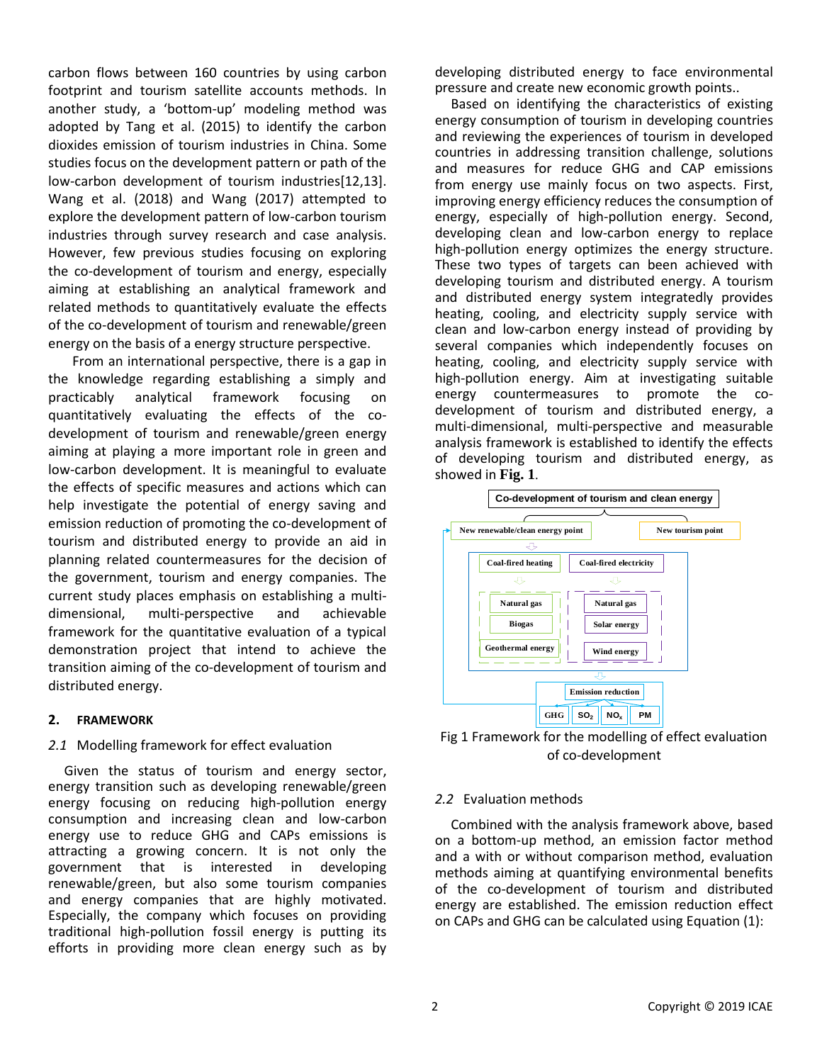carbon flows between 160 countries by using carbon footprint and tourism satellite accounts methods. In another study, a 'bottom-up' modeling method was adopted by Tang et al. (2015) to identify the carbon dioxides emission of tourism industries in China. Some studies focus on the development pattern or path of the low-carbon development of tourism industries[12,13]. Wang et al. (2018) and Wang (2017) attempted to explore the development pattern of low-carbon tourism industries through survey research and case analysis. However, few previous studies focusing on exploring the co-development of tourism and energy, especially aiming at establishing an analytical framework and related methods to quantitatively evaluate the effects of the co-development of tourism and renewable/green energy on the basis of a energy structure perspective.

From an international perspective, there is a gap in the knowledge regarding establishing a simply and practicably analytical framework focusing on quantitatively evaluating the effects of the co-development of tourism and renewable/green energy aiming at playing a more important role in green and low-carbon development. It is meaningful to evaluate the effects of specific measures and actions which can help investigate the potential of energy saving and emission reduction of promoting the co-development of tourism and distributed energy to provide an aid in planning related countermeasures for the decision of the government, tourism and energy companies. The current study places emphasis on establishing a multi-dimensional, multi-perspective and achievable framework for the quantitative evaluation of a typical demonstration project that intend to achieve the transition aiming of the co-development of tourism and distributed energy.

## 2. FRAMEWORK

### 2.1 Modelling framework for effect evaluation

Given the status of tourism and energy sector, energy transition such as developing renewable/green energy focusing on reducing high-pollution energy consumption and increasing clean and low-carbon energy use to reduce GHG and CAPs emissions is attracting a growing concern. It is not only the government that is interested in developing renewable/green, but also some tourism companies and energy companies that are highly motivated. Especially, the company which focuses on providing traditional high-pollution fossil energy is putting its efforts in providing more clean energy such as by developing distributed energy to face environmental pressure and create new economic growth points..

Based on identifying the characteristics of existing energy consumption of tourism in developing countries and reviewing the experiences of tourism in developed countries in addressing transition challenge, solutions and measures for reduce GHG and CAP emissions from energy use mainly focus on two aspects. First, improving energy efficiency reduces the consumption of energy, especially of high-pollution energy. Second, developing clean and low-carbon energy to replace high-pollution energy optimizes the energy structure. These two types of targets can been achieved with developing tourism and distributed energy. A tourism and distributed energy system integratedly provides heating, cooling, and electricity supply service with clean and low-carbon energy instead of providing by several companies which independently focuses on heating, cooling, and electricity supply service with high-pollution energy. Aim at investigating suitable energy countermeasures to promote the co-development of tourism and distributed energy, a multi-dimensional, multi-perspective and measurable analysis framework is established to identify the effects of developing tourism and distributed energy, as showed in **Fig. 1**.

Co-development of tourism and clean energy

New renewable/clean energy point | New tourism point

Coal-fired heating: Natural gas, Biogas, Geothermal energy

Coal-fired electricity: Natural gas, Solar energy, Wind energy

Emission reduction: GHG, $SO_2$, $NO_x$, PM

Fig 1 Framework for the modelling of effect evaluation of co-development

### 2.2 Evaluation methods

Combined with the analysis framework above, based on a bottom-up method, an emission factor method and a with or without comparison method, evaluation methods aiming at quantifying environmental benefits of the co-development of tourism and distributed energy are established. The emission reduction effect on CAPs and GHG can be calculated using Equation (1):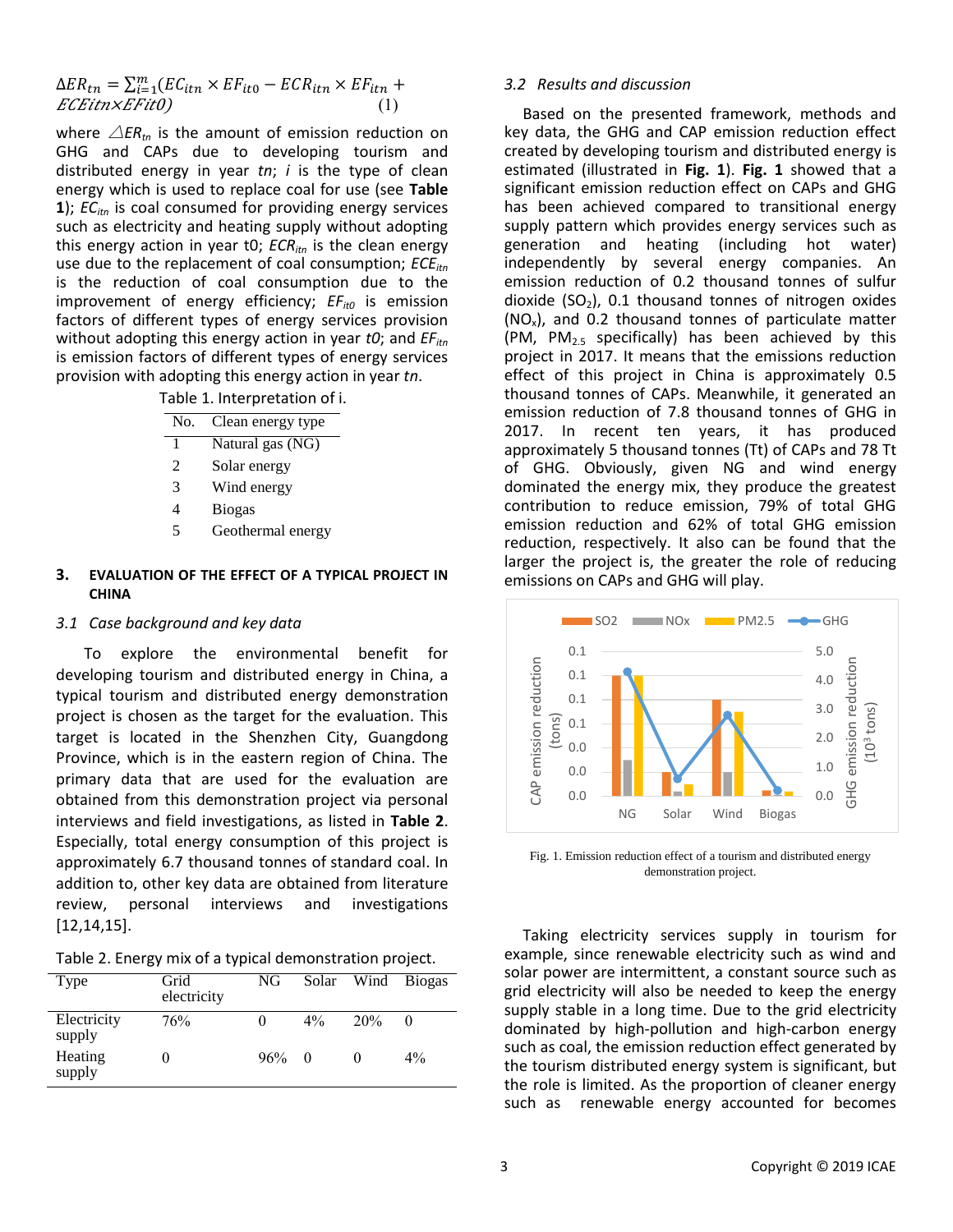$$\Delta ER_{tn} = \sum_{i=1}^{m}(EC_{itn} \times EF_{it0} - ECR_{itn} \times EF_{itn} + ECEitn \times EFit0) \quad (1)$$

where $\triangle ER_{tn}$ is the amount of emission reduction on GHG and CAPs due to developing tourism and distributed energy in year *tn*; *i* is the type of clean energy which is used to replace coal for use (see **Table 1**); $EC_{itn}$ is coal consumed for providing energy services such as electricity and heating supply without adopting this energy action in year t0; $ECR_{itn}$ is the clean energy use due to the replacement of coal consumption; $ECE_{itn}$ is the reduction of coal consumption due to the improvement of energy efficiency; $EF_{it0}$ is emission factors of different types of energy services provision without adopting this energy action in year *t0*; and $EF_{itn}$ is emission factors of different types of energy services provision with adopting this energy action in year *tn*.

Table 1. Interpretation of i.

| No. | Clean energy type |
|---|---|
| 1 | Natural gas (NG) |
| 2 | Solar energy |
| 3 | Wind energy |
| 4 | Biogas |
| 5 | Geothermal energy |

## 3. EVALUATION OF THE EFFECT OF A TYPICAL PROJECT IN CHINA

### 3.1 Case background and key data

To explore the environmental benefit for developing tourism and distributed energy in China, a typical tourism energy demonstration project is chosen as the target for the evaluation. This target is located in the Shenzhen City, Guangdong Province, which is in the eastern region of China. The primary data that are used for the evaluation are obtained from this demonstration project via personal interviews and field investigations, as listed in **Table 2**. Especially, total energy consumption of this project is approximately 6.7 thousand tonnes of standard coal. In addition to, other key data are obtained from literature review, personal interviews and investigations [12,14,15].

Table 2. Energy mix of a typical demonstration project.

| Type | Grid electricity | NG | Solar | Wind | Biogas |
|---|---|---|---|---|---|
| Electricity supply | 76% | 0 | 4% | 20% | 0 |
| Heating supply | 0 | 96% | 0 | 0 | 4% |

### 3.2 Results and discussion

Based on the presented framework, methods and key data, the GHG and CAP emission reduction effect created by developing tourism and distributed energy is estimated (illustrated in **Fig. 1**). **Fig. 1** showed that a significant emission reduction effect on CAPs and GHG has been achieved compared to transitional energy supply pattern which provides energy services such as generation and heating (including hot water) independently by several energy companies. An emission reduction of 0.2 thousand tonnes of sulfur dioxide ($SO_2$), 0.1 thousand tonnes of nitrogen oxides ($NO_x$), and 0.2 thousand tonnes of particulate matter (PM, $PM_{2.5}$ specifically) has been achieved by this project in 2017. It means that the emissions reduction effect of this project in China is approximately 0.5 thousand tonnes of CAPs. Meanwhile, it generated an emission reduction of 7.8 thousand tonnes of GHG in 2017. In recent ten years, it has produced approximately 5 thousand tonnes (Tt) of CAPs and 78 Tt of GHG. Obviously, given NG and wind energy dominated the energy mix, they produce the greatest contribution to reduce emission, 79% of total GHG emission reduction and 62% of total GHG emission reduction, respectively. It also can be found that the larger the project is, the greater the role of reducing emissions on CAPs and GHG will play.

Fig. 1. Emission reduction effect of a tourism and distributed energy demonstration project.

Taking electricity services supply in tourism for example, since renewable electricity such as wind and solar power are intermittent, a constant source such as grid electricity will also be needed to keep the energy supply stable in a long time. Due to the grid electricity dominated by high-pollution and high-carbon energy such as coal, the emission reduction effect generated by the tourism distributed energy system is significant, but the role is limited. As the proportion of cleaner energy such as renewable energy accounted for becomes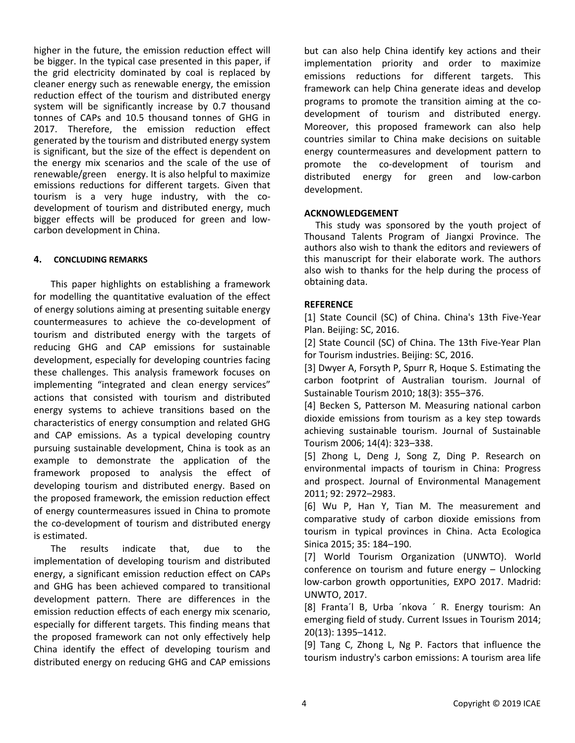higher in the future, the emission reduction effect will be bigger. In the typical case presented in this paper, if the grid electricity dominated by coal is replaced by cleaner energy such as renewable energy, the emission reduction effect of the tourism and distributed energy system will be significantly increase by 0.7 thousand tonnes of CAPs and 10.5 thousand tonnes of GHG in 2017. Therefore, the emission reduction effect generated by the tourism and distributed energy system is significant, but the size of the effect is dependent on the energy mix scenarios and the scale of the use of renewable/green energy. It is also helpful to maximize emissions reductions for different targets. Given that tourism is a very huge industry, with the co-development of tourism and distributed energy, much bigger effects will be produced for green and low-carbon development in China.

## 4. CONCLUDING REMARKS

This paper highlights on establishing a framework for modelling the quantitative evaluation of the effect of energy solutions aiming at presenting suitable energy countermeasures to achieve the co-development of tourism and distributed energy with the targets of reducing GHG and CAP emissions for sustainable development, especially for developing countries facing these challenges. This analysis framework focuses on implementing "integrated and clean energy services" actions that consisted with tourism and distributed energy systems to achieve transitions based on the characteristics of energy consumption and related GHG and CAP emissions. As a typical developing country pursuing sustainable development, China is took as an example to demonstrate the application of the framework proposed to analysis the effect of developing tourism and distributed energy. Based on the proposed framework, the emission reduction effect of energy countermeasures issued in China to promote the co-development of tourism and distributed energy is estimated.

The results indicate that, due to the implementation of developing tourism and distributed energy, a significant emission reduction effect on CAPs and GHG has been achieved compared to transitional development pattern. There are differences in the emission reduction effects of each energy mix scenario, especially for different targets. This finding means that the proposed framework can not only effectively help China identify the effect of developing tourism and distributed energy on reducing GHG and CAP emissions but can also help China identify key actions and their implementation priority and order to maximize emissions reductions for different targets. This framework can help China generate ideas and develop programs to promote the transition aiming at the co-development of tourism and distributed energy. Moreover, this proposed framework can also help countries similar to China make decisions on suitable energy countermeasures and development pattern to promote the co-development of tourism and distributed energy for green and low-carbon development.

## ACKNOWLEDGEMENT

This study was sponsored by the youth project of Thousand Talents Program of Jiangxi Province. The authors also wish to thank the editors and reviewers of this manuscript for their elaborate work. The authors also wish to thanks for the help during the process of obtaining data.

## REFERENCE

[1] State Council (SC) of China. China's 13th Five-Year Plan. Beijing: SC, 2016.

[2] State Council (SC) of China. The 13th Five-Year Plan for Tourism industries. Beijing: SC, 2016.

[3] Dwyer A, Forsyth P, Spurr R, Hoque S. Estimating the carbon footprint of Australian tourism. Journal of Sustainable Tourism 2010; 18(3): 355–376.

[4] Becken S, Patterson M. Measuring national carbon dioxide emissions from tourism as a key step towards achieving sustainable tourism. Journal of Sustainable Tourism 2006; 14(4): 323–338.

[5] Zhong L, Deng J, Song Z, Ding P. Research on environmental impacts of tourism in China: Progress and prospect. Journal of Environmental Management 2011; 92: 2972–2983.

[6] Wu P, Han Y, Tian M. The measurement and comparative study of carbon dioxide emissions from tourism in typical provinces in China. Acta Ecologica Sinica 2015; 35: 184–190.

[7] World Tourism Organization (UNWTO). World conference on tourism and future energy – Unlocking low-carbon growth opportunities, EXPO 2017. Madrid: UNWTO, 2017.

[8] Franta´l B, Urba ´nkova ´ R. Energy tourism: An emerging field of study. Current Issues in Tourism 2014; 20(13): 1395–1412.

[9] Tang C, Zhong L, Ng P. Factors that influence the tourism industry's carbon emissions: A tourism area life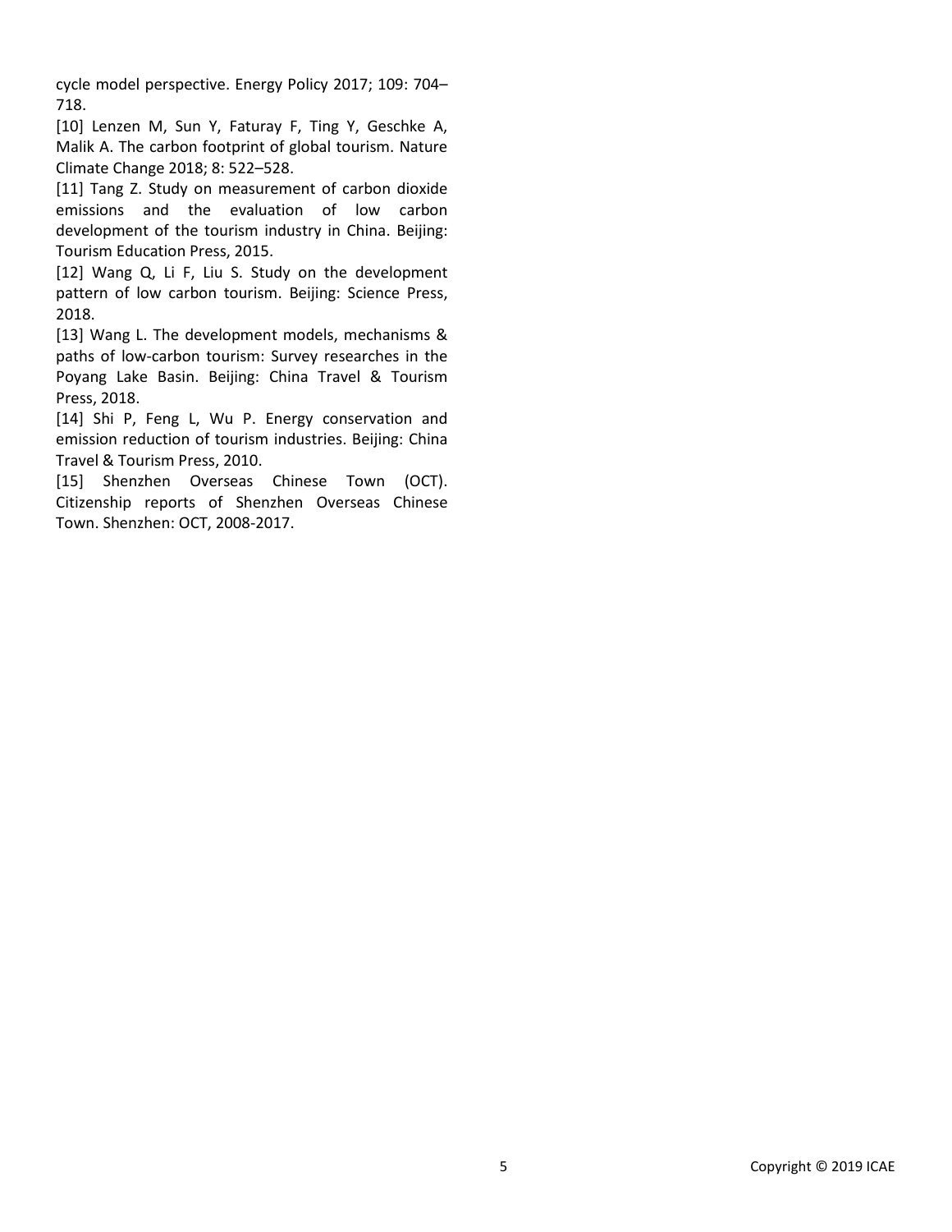cycle model perspective. Energy Policy 2017; 109: 704–718.

[10] Lenzen M, Sun Y, Faturay F, Ting Y, Geschke A, Malik A. The carbon footprint of global tourism. Nature Climate Change 2018; 8: 522–528.

[11] Tang Z. Study on measurement of carbon dioxide emissions and the evaluation of low carbon development of the tourism industry in China. Beijing: Tourism Education Press, 2015.

[12] Wang Q, Li F, Liu S. Study on the development pattern of low carbon tourism. Beijing: Science Press, 2018.

[13] Wang L. The development models, mechanisms & paths of low-carbon tourism: Survey researches in the Poyang Lake Basin. Beijing: China Travel & Tourism Press, 2018.

[14] Shi P, Feng L, Wu P. Energy conservation and emission reduction of tourism industries. Beijing: China Travel & Tourism Press, 2010.

[15] Shenzhen Overseas Chinese Town (OCT). Citizenship reports of Shenzhen Overseas Chinese Town. Shenzhen: OCT, 2008-2017.